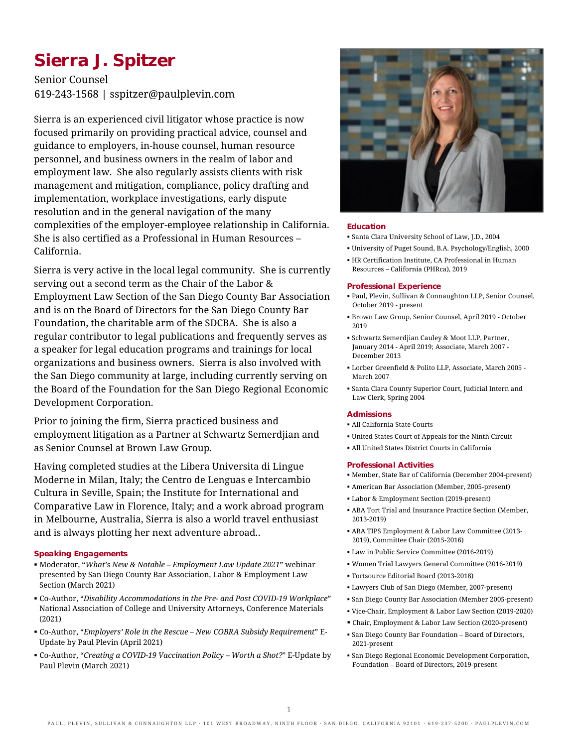# Sierra J. Spitzer

Senior Counsel
619-243-1568 | sspitzer@paulplevin.com

Sierra is an experienced civil litigator whose practice is now focused primarily on providing practical advice, counsel and guidance to employers, in-house counsel, human resource personnel, and business owners in the realm of labor and employment law. She also regularly assists clients with risk management and mitigation, compliance, policy drafting and implementation, workplace investigations, early dispute resolution and in the general navigation of the many complexities of the employer-employee relationship in California. She is also certified as a Professional in Human Resources – California.

Sierra is very active in the local legal community. She is currently serving out a second term as the Chair of the Labor & Employment Law Section of the San Diego County Bar Association and is on the Board of Directors for the San Diego County Bar Foundation, the charitable arm of the SDCBA. She is also a regular contributor to legal publications and frequently serves as a speaker for legal education programs and trainings for local organizations and business owners. Sierra is also involved with the San Diego community at large, including currently serving on the Board of the Foundation for the San Diego Regional Economic Development Corporation.

Prior to joining the firm, Sierra practiced business and employment litigation as a Partner at Schwartz Semerdjian and as Senior Counsel at Brown Law Group.

Having completed studies at the Libera Universita di Lingue Moderne in Milan, Italy; the Centro de Lenguas e Intercambio Cultura in Seville, Spain; the Institute for International and Comparative Law in Florence, Italy; and a work abroad program in Melbourne, Australia, Sierra is also a world travel enthusiast and is always plotting her next adventure abroad..

### Speaking Engagements

- Moderator, "*What's New & Notable – Employment Law Update 2021*" webinar presented by San Diego County Bar Association, Labor & Employment Law Section (March 2021)
- Co-Author, "*Disability Accommodations in the Pre- and Post COVID-19 Workplace*" National Association of College and University Attorneys, Conference Materials (2021)
- Co-Author, "*Employers' Role in the Rescue – New COBRA Subsidy Requirement*" E-Update by Paul Plevin (April 2021)
- Co-Author, "*Creating a COVID-19 Vaccination Policy – Worth a Shot?*" E-Update by Paul Plevin (March 2021)

### Education

- Santa Clara University School of Law, J.D., 2004
- University of Puget Sound, B.A. Psychology/English, 2000
- HR Certification Institute, CA Professional in Human Resources – California (PHRca), 2019

### Professional Experience

- Paul, Plevin, Sullivan & Connaughton LLP, Senior Counsel, October 2019 - present
- Brown Law Group, Senior Counsel, April 2019 - October 2019
- Schwartz Semerdjian Cauley & Moot LLP, Partner, January 2014 - April 2019; Associate, March 2007 - December 2013
- Lorber Greenfield & Polito LLP, Associate, March 2005 - March 2007
- Santa Clara County Superior Court, Judicial Intern and Law Clerk, Spring 2004

### Admissions

- All California State Courts
- United States Court of Appeals for the Ninth Circuit
- All United States District Courts in California

### Professional Activities

- Member, State Bar of California (December 2004-present)
- American Bar Association (Member, 2005-present)
- Labor & Employment Section (2019-present)
- ABA Tort Trial and Insurance Practice Section (Member, 2013-2019)
- ABA TIPS Employment & Labor Law Committee (2013-2019), Committee Chair (2015-2016)
- Law in Public Service Committee (2016-2019)
- Women Trial Lawyers General Committee (2016-2019)
- Tortsource Editorial Board (2013-2018)
- Lawyers Club of San Diego (Member, 2007-present)
- San Diego County Bar Association (Member 2005-present)
- Vice-Chair, Employment & Labor Law Section (2019-2020)
- Chair, Employment & Labor Law Section (2020-present)
- San Diego County Bar Foundation – Board of Directors, 2021-present
- San Diego Regional Economic Development Corporation, Foundation – Board of Directors, 2019-present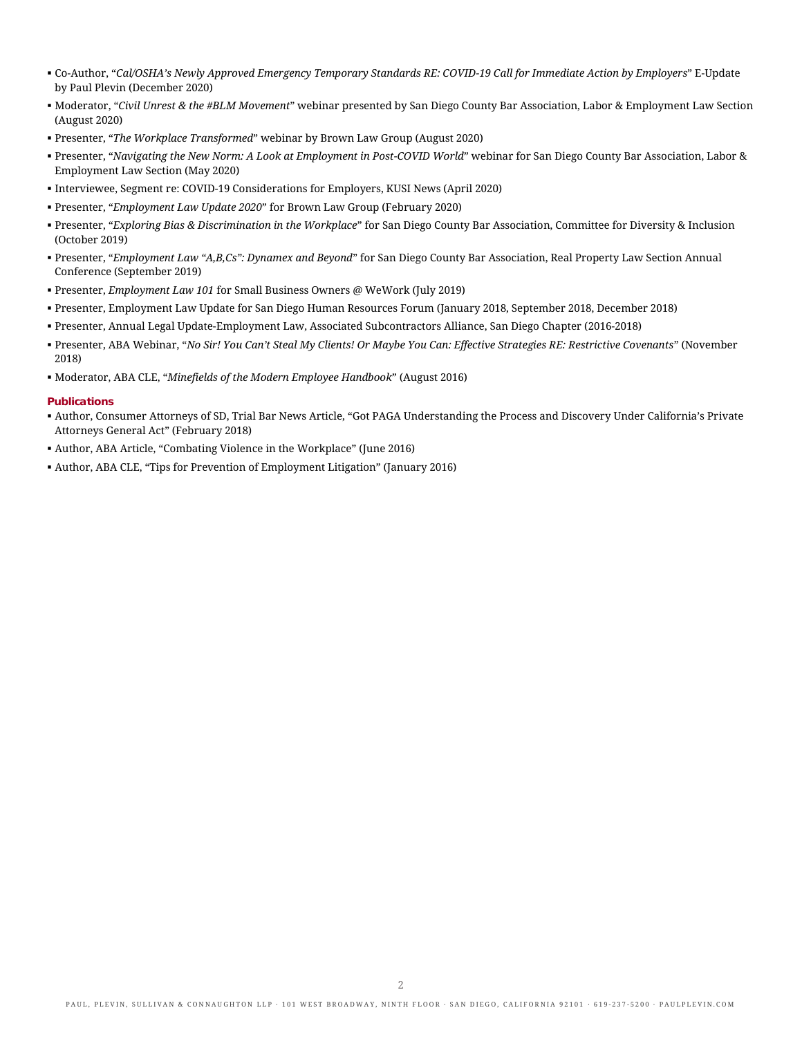- Co-Author, "*Cal/OSHA's Newly Approved Emergency Temporary Standards RE: COVID-19 Call for Immediate Action by Employers*" E-Update by Paul Plevin (December 2020)
- Moderator, "*Civil Unrest & the #BLM Movement*" webinar presented by San Diego County Bar Association, Labor & Employment Law Section (August 2020)
- Presenter, "*The Workplace Transformed*" webinar by Brown Law Group (August 2020)
- Presenter, "*Navigating the New Norm: A Look at Employment in Post-COVID World*" webinar for San Diego County Bar Association, Labor & Employment Law Section (May 2020)
- Interviewee, Segment re: COVID-19 Considerations for Employers, KUSI News (April 2020)
- Presenter, "*Employment Law Update 2020*" for Brown Law Group (February 2020)
- Presenter, "*Exploring Bias & Discrimination in the Workplace*" for San Diego County Bar Association, Committee for Diversity & Inclusion (October 2019)
- Presenter, "*Employment Law "A,B,Cs": Dynamex and Beyond*" for San Diego County Bar Association, Real Property Law Section Annual Conference (September 2019)
- Presenter, *Employment Law 101* for Small Business Owners @ WeWork (July 2019)
- Presenter, Employment Law Update for San Diego Human Resources Forum (January 2018, September 2018, December 2018)
- Presenter, Annual Legal Update-Employment Law, Associated Subcontractors Alliance, San Diego Chapter (2016-2018)
- Presenter, ABA Webinar, "*No Sir! You Can't Steal My Clients! Or Maybe You Can: Effective Strategies RE: Restrictive Covenants*" (November 2018)
- Moderator, ABA CLE, "*Minefields of the Modern Employee Handbook*" (August 2016)

**Publications**

- Author, Consumer Attorneys of SD, Trial Bar News Article, "Got PAGA Understanding the Process and Discovery Under California's Private Attorneys General Act" (February 2018)
- Author, ABA Article, "Combating Violence in the Workplace" (June 2016)
- Author, ABA CLE, "Tips for Prevention of Employment Litigation" (January 2016)